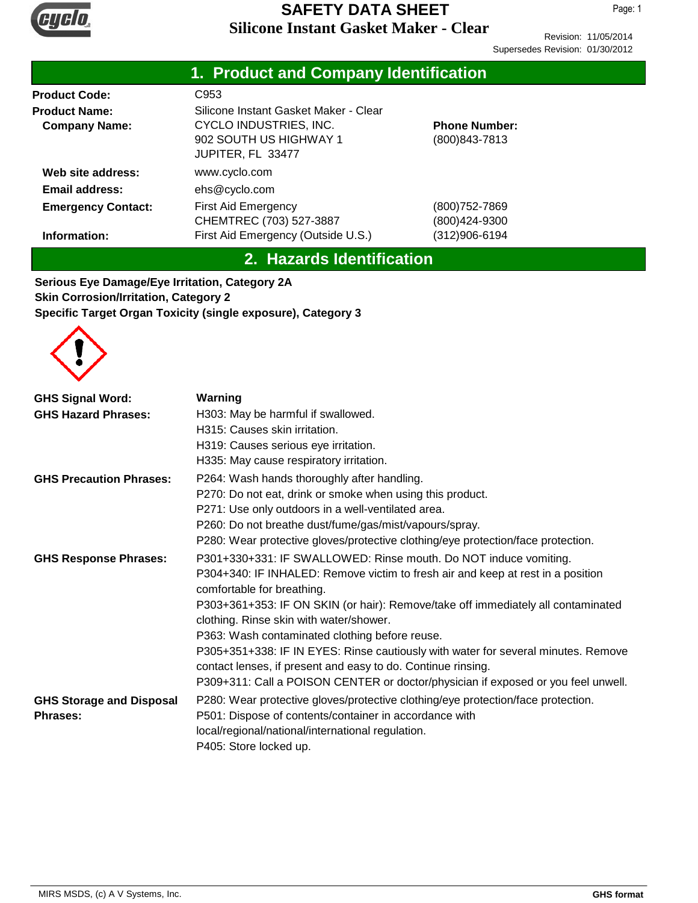# SAFETY DATA SHEET

## Silicone Instant Gasket Maker - Clear

Revision: 11/05/2014
Supersedes Revision: 01/30/2012

## 1. Product and Company Identification

| | | |
|---|---|---|
| **Product Code:** | C953 | |
| **Product Name:** | Silicone Instant Gasket Maker - Clear | |
| **Company Name:** | CYCLO INDUSTRIES, INC.<br>902 SOUTH US HIGHWAY 1<br>JUPITER, FL 33477 | **Phone Number:**<br>(800)843-7813 |
| **Web site address:** | www.cyclo.com | |
| **Email address:** | ehs@cyclo.com | |
| **Emergency Contact:** | First Aid Emergency<br>CHEMTREC (703) 527-3887 | (800)752-7869<br>(800)424-9300 |
| **Information:** | First Aid Emergency (Outside U.S.) | (312)906-6194 |

## 2. Hazards Identification

**Serious Eye Damage/Eye Irritation, Category 2A**
**Skin Corrosion/Irritation, Category 2**
**Specific Target Organ Toxicity (single exposure), Category 3**

**GHS Signal Word:** **Warning**

**GHS Hazard Phrases:**
H303: May be harmful if swallowed.
H315: Causes skin irritation.
H319: Causes serious eye irritation.
H335: May cause respiratory irritation.

**GHS Precaution Phrases:**
P264: Wash hands thoroughly after handling.
P270: Do not eat, drink or smoke when using this product.
P271: Use only outdoors in a well-ventilated area.
P260: Do not breathe dust/fume/gas/mist/vapours/spray.
P280: Wear protective gloves/protective clothing/eye protection/face protection.

**GHS Response Phrases:**
P301+330+331: IF SWALLOWED: Rinse mouth. Do NOT induce vomiting.
P304+340: IF INHALED: Remove victim to fresh air and keep at rest in a position comfortable for breathing.
P303+361+353: IF ON SKIN (or hair): Remove/take off immediately all contaminated clothing. Rinse skin with water/shower.
P363: Wash contaminated clothing before reuse.
P305+351+338: IF IN EYES: Rinse cautiously with water for several minutes. Remove contact lenses, if present and easy to do. Continue rinsing.
P309+311: Call a POISON CENTER or doctor/physician if exposed or you feel unwell.

**GHS Storage and Disposal Phrases:**
P280: Wear protective gloves/protective clothing/eye protection/face protection.
P501: Dispose of contents/container in accordance with local/regional/national/international regulation.
P405: Store locked up.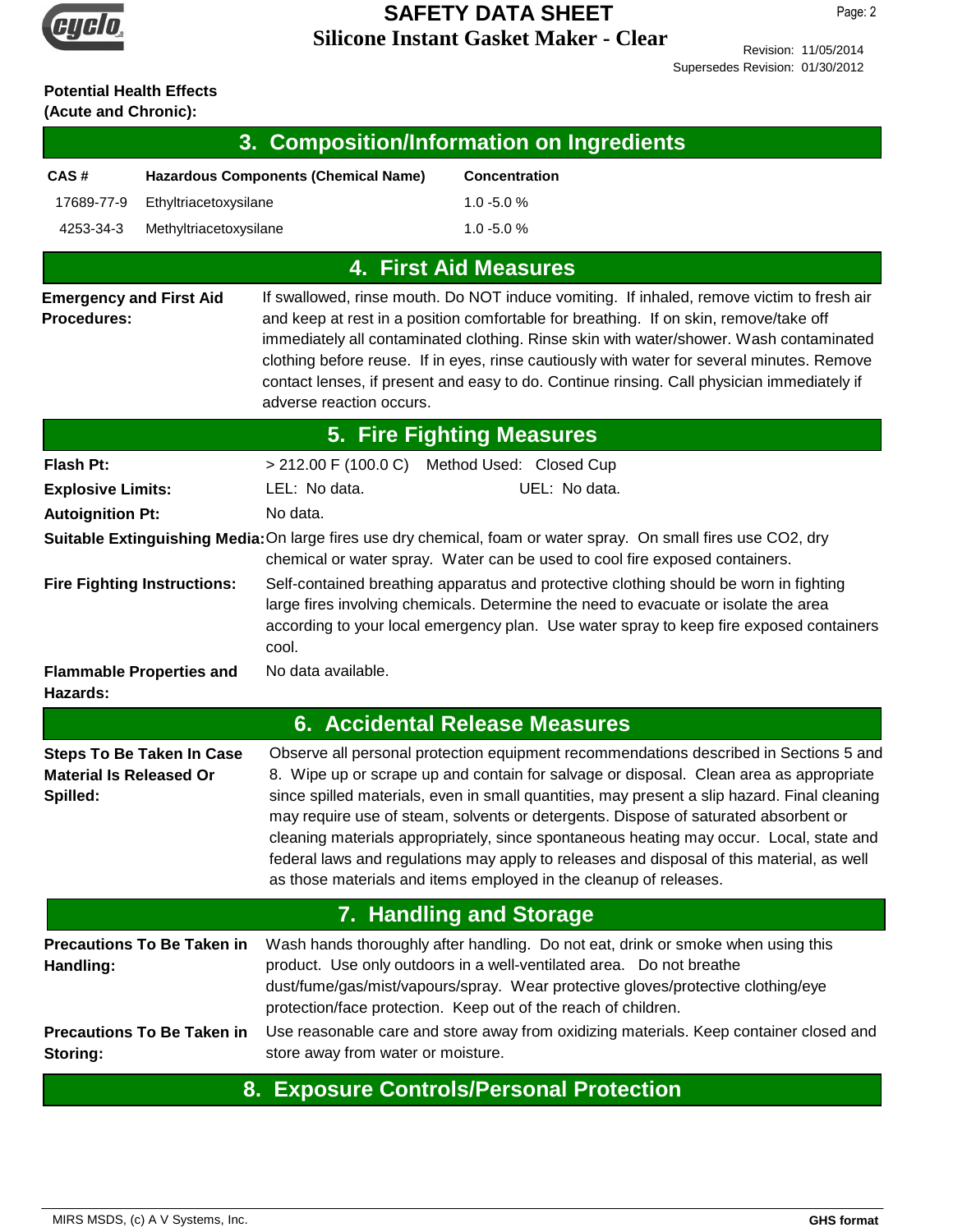**Potential Health Effects (Acute and Chronic):**

## 3. Composition/Information on Ingredients

| CAS # | Hazardous Components (Chemical Name) | Concentration |
|---|---|---|
| 17689-77-9 | Ethyltriacetoxysilane | 1.0 -5.0 % |
| 4253-34-3 | Methyltriacetoxysilane | 1.0 -5.0 % |

## 4. First Aid Measures

**Emergency and First Aid Procedures:** If swallowed, rinse mouth. Do NOT induce vomiting. If inhaled, remove victim to fresh air and keep at rest in a position comfortable for breathing. If on skin, remove/take off immediately all contaminated clothing. Rinse skin with water/shower. Wash contaminated clothing before reuse. If in eyes, rinse cautiously with water for several minutes. Remove contact lenses, if present and easy to do. Continue rinsing. Call physician immediately if adverse reaction occurs.

## 5. Fire Fighting Measures

**Flash Pt:** > 212.00 F (100.0 C) Method Used: Closed Cup

**Explosive Limits:** LEL: No data. UEL: No data.

**Autoignition Pt:** No data.

**Suitable Extinguishing Media:** On large fires use dry chemical, foam or water spray. On small fires use CO2, dry chemical or water spray. Water can be used to cool fire exposed containers.

**Fire Fighting Instructions:** Self-contained breathing apparatus and protective clothing should be worn in fighting large fires involving chemicals. Determine the need to evacuate or isolate the area according to your local emergency plan. Use water spray to keep fire exposed containers cool.

**Flammable Properties and Hazards:** No data available.

## 6. Accidental Release Measures

**Steps To Be Taken In Case Material Is Released Or Spilled:** Observe all personal protection equipment recommendations described in Sections 5 and 8. Wipe up or scrape up and contain for salvage or disposal. Clean area as appropriate since spilled materials, even in small quantities, may present a slip hazard. Final cleaning may require use of steam, solvents or detergents. Dispose of saturated absorbent or cleaning materials appropriately, since spontaneous heating may occur. Local, state and federal laws and regulations may apply to releases and disposal of this material, as well as those materials and items employed in the cleanup of releases.

## 7. Handling and Storage

**Precautions To Be Taken in Handling:** Wash hands thoroughly after handling. Do not eat, drink or smoke when using this product. Use only outdoors in a well-ventilated area. Do not breathe dust/fume/gas/mist/vapours/spray. Wear protective gloves/protective clothing/eye protection/face protection. Keep out of the reach of children.

**Precautions To Be Taken in Storing:** Use reasonable care and store away from oxidizing materials. Keep container closed and store away from water or moisture.

## 8. Exposure Controls/Personal Protection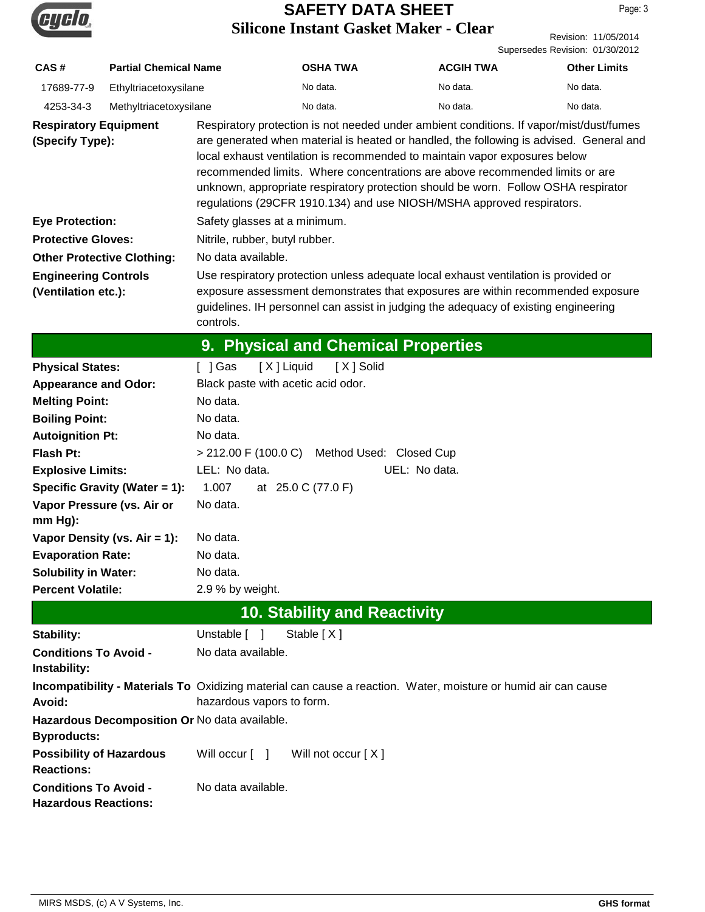| CAS # | Partial Chemical Name | OSHA TWA | ACGIH TWA | Other Limits |
|---|---|---|---|---|
| 17689-77-9 | Ethyltriacetoxysilane | No data. | No data. | No data. |
| 4253-34-3 | Methyltriacetoxysilane | No data. | No data. | No data. |

**Respiratory Equipment (Specify Type):** Respiratory protection is not needed under ambient conditions. If vapor/mist/dust/fumes are generated when material is heated or handled, the following is advised. General and local exhaust ventilation is recommended to maintain vapor exposures below recommended limits. Where concentrations are above recommended limits or are unknown, appropriate respiratory protection should be worn. Follow OSHA respirator regulations (29CFR 1910.134) and use NIOSH/MSHA approved respirators.

**Eye Protection:** Safety glasses at a minimum.

**Protective Gloves:** Nitrile, rubber, butyl rubber.

**Other Protective Clothing:** No data available.

**Engineering Controls (Ventilation etc.):** Use respiratory protection unless adequate local exhaust ventilation is provided or exposure assessment demonstrates that exposures are within recommended exposure guidelines. IH personnel can assist in judging the adequacy of existing engineering controls.

## 9. Physical and Chemical Properties

**Physical States:** [ ] Gas [X] Liquid [X] Solid

**Appearance and Odor:** Black paste with acetic acid odor.

**Melting Point:** No data.

**Boiling Point:** No data.

**Autoignition Pt:** No data.

**Flash Pt:** > 212.00 F (100.0 C) Method Used: Closed Cup

**Explosive Limits:** LEL: No data. UEL: No data.

**Specific Gravity (Water = 1):** 1.007 at 25.0 C (77.0 F)

**Vapor Pressure (vs. Air or mm Hg):** No data.

**Vapor Density (vs. Air = 1):** No data.

**Evaporation Rate:** No data.

**Solubility in Water:** No data.

**Percent Volatile:** 2.9 % by weight.

## 10. Stability and Reactivity

**Stability:** Unstable [ ] Stable [X]

**Conditions To Avoid - Instability:** No data available.

**Incompatibility - Materials To Avoid:** Oxidizing material can cause a reaction. Water, moisture or humid air can cause hazardous vapors to form.

**Hazardous Decomposition Or Byproducts:** No data available.

**Possibility of Hazardous Reactions:** Will occur [ ] Will not occur [X]

**Conditions To Avoid - Hazardous Reactions:** No data available.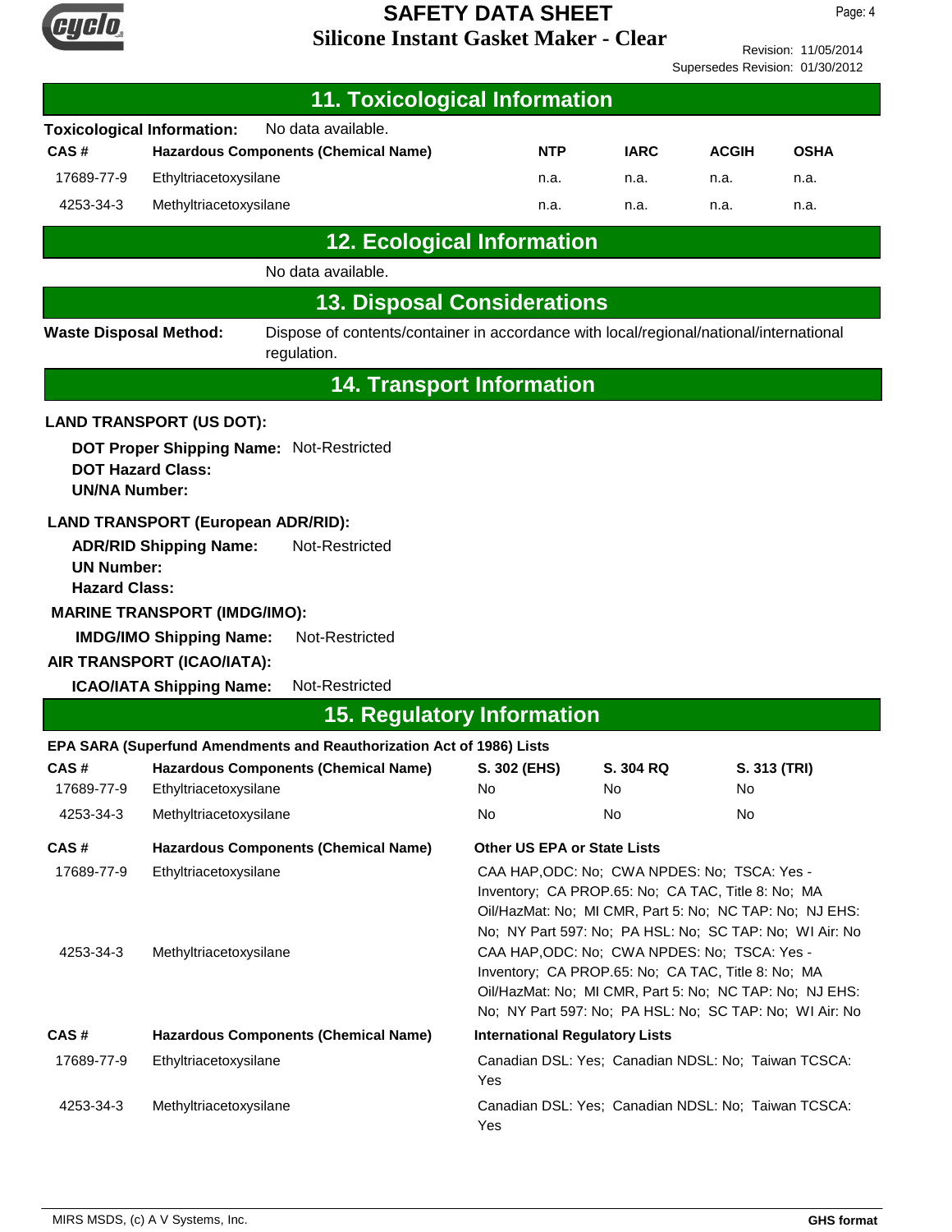## 11. Toxicological Information

**Toxicological Information:** No data available.

| CAS # | Hazardous Components (Chemical Name) | NTP | IARC | ACGIH | OSHA |
|---|---|---|---|---|---|
| 17689-77-9 | Ethyltriacetoxysilane | n.a. | n.a. | n.a. | n.a. |
| 4253-34-3 | Methyltriacetoxysilane | n.a. | n.a. | n.a. | n.a. |

## 12. Ecological Information

No data available.

## 13. Disposal Considerations

**Waste Disposal Method:** Dispose of contents/container in accordance with local/regional/national/international regulation.

## 14. Transport Information

**LAND TRANSPORT (US DOT):**

**DOT Proper Shipping Name:** Not-Restricted
**DOT Hazard Class:**
**UN/NA Number:**

**LAND TRANSPORT (European ADR/RID):**

**ADR/RID Shipping Name:** Not-Restricted
**UN Number:**
**Hazard Class:**

**MARINE TRANSPORT (IMDG/IMO):**

**IMDG/IMO Shipping Name:** Not-Restricted

**AIR TRANSPORT (ICAO/IATA):**

**ICAO/IATA Shipping Name:** Not-Restricted

## 15. Regulatory Information

**EPA SARA (Superfund Amendments and Reauthorization Act of 1986) Lists**

| CAS # | Hazardous Components (Chemical Name) | S. 302 (EHS) | S. 304 RQ | S. 313 (TRI) |
|---|---|---|---|---|
| 17689-77-9 | Ethyltriacetoxysilane | No | No | No |
| 4253-34-3 | Methyltriacetoxysilane | No | No | No |

| CAS # | Hazardous Components (Chemical Name) | Other US EPA or State Lists |
|---|---|---|
| 17689-77-9 | Ethyltriacetoxysilane | CAA HAP,ODC: No; CWA NPDES: No; TSCA: Yes - Inventory; CA PROP.65: No; CA TAC, Title 8: No; MA Oil/HazMat: No; MI CMR, Part 5: No; NC TAP: No; NJ EHS: No; NY Part 597: No; PA HSL: No; SC TAP: No; WI Air: No |
| 4253-34-3 | Methyltriacetoxysilane | CAA HAP,ODC: No; CWA NPDES: No; TSCA: Yes - Inventory; CA PROP.65: No; CA TAC, Title 8: No; MA Oil/HazMat: No; MI CMR, Part 5: No; NC TAP: No; NJ EHS: No; NY Part 597: No; PA HSL: No; SC TAP: No; WI Air: No |

| CAS # | Hazardous Components (Chemical Name) | International Regulatory Lists |
|---|---|---|
| 17689-77-9 | Ethyltriacetoxysilane | Canadian DSL: Yes; Canadian NDSL: No; Taiwan TCSCA: Yes |
| 4253-34-3 | Methyltriacetoxysilane | Canadian DSL: Yes; Canadian NDSL: No; Taiwan TCSCA: Yes |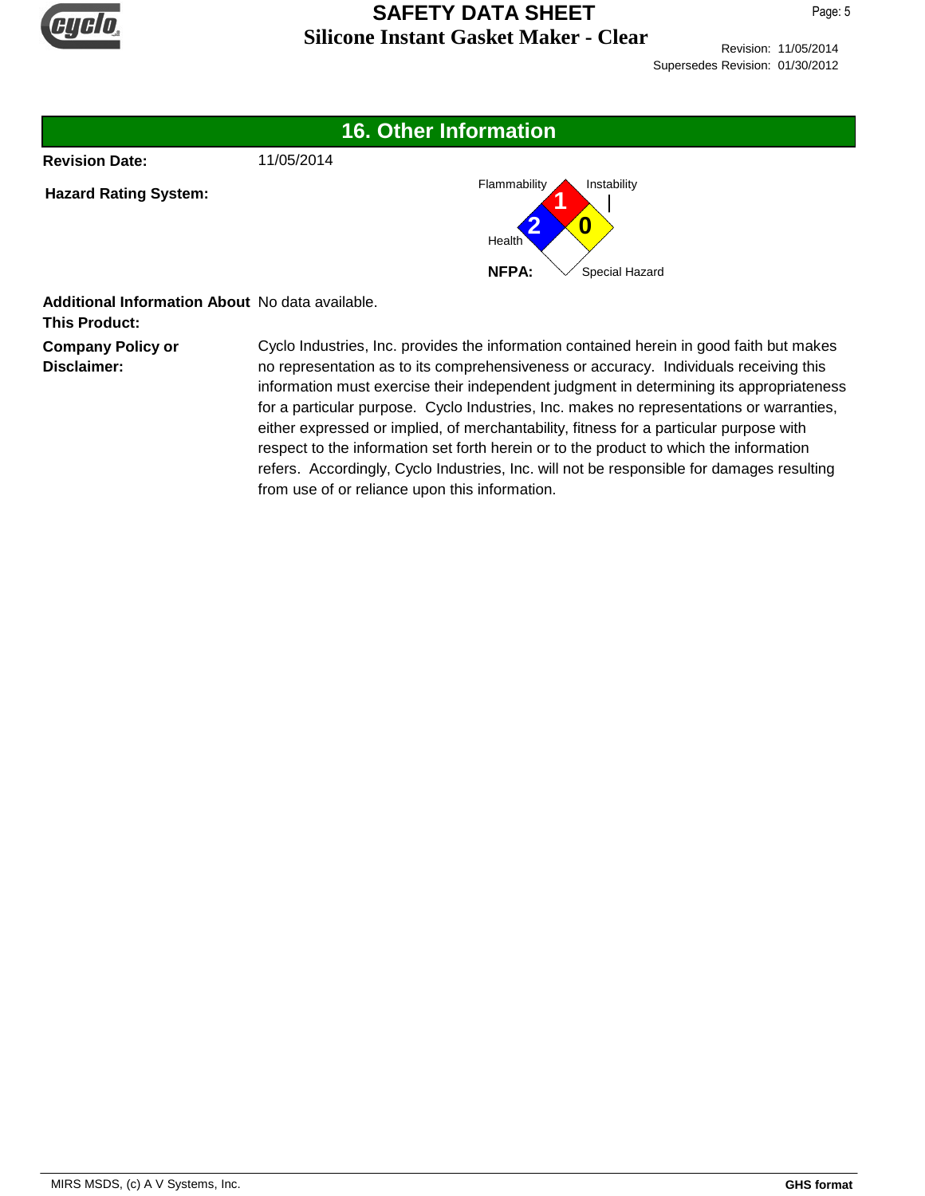## 16. Other Information

**Revision Date:** 11/05/2014

**Hazard Rating System:**

NFPA:

Flammability 1

Health 2

Instability 0

Special Hazard

**Additional Information About This Product:** No data available.

**Company Policy or Disclaimer:** Cyclo Industries, Inc. provides the information contained herein in good faith but makes no representation as to its comprehensiveness or accuracy. Individuals receiving this information must exercise their independent judgment in determining its appropriateness for a particular purpose. Cyclo Industries, Inc. makes no representations or warranties, either expressed or implied, of merchantability, fitness for a particular purpose with respect to the information set forth herein or to the product to which the information refers. Accordingly, Cyclo Industries, Inc. will not be responsible for damages resulting from use of or reliance upon this information.